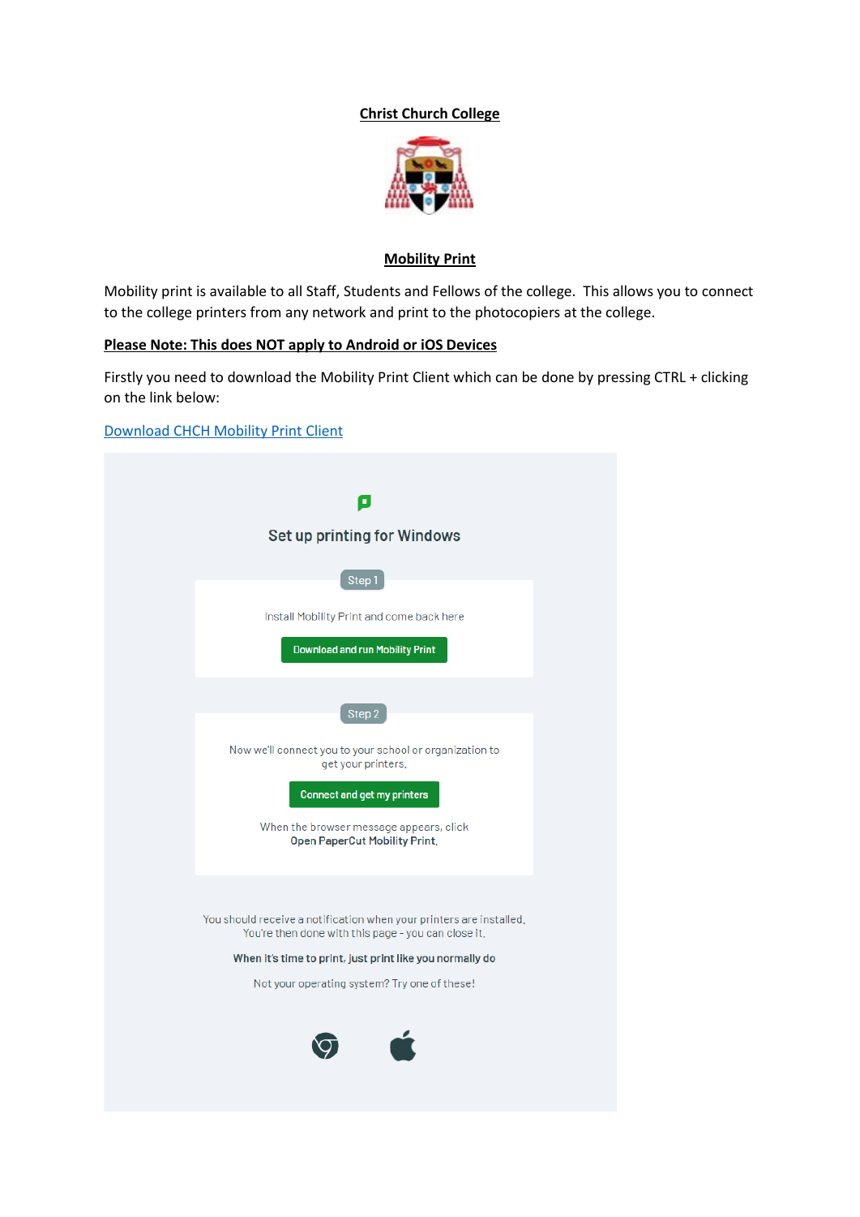# Christ Church College

## Mobility Print

Mobility print is available to all Staff, Students and Fellows of the college. This allows you to connect to the college printers from any network and print to the photocopiers at the college.

**Please Note: This does NOT apply to Android or iOS Devices**

Firstly you need to download the Mobility Print Client which can be done by pressing CTRL + clicking on the link below:

[Download CHCH Mobility Print Client]

Set up printing for Windows

Step 1

Install Mobility Print and come back here

Download and run Mobility Print

Step 2

Now we'll connect you to your school or organization to get your printers.

Connect and get my printers

When the browser message appears, click **Open PaperCut Mobility Print**.

You should receive a notification when your printers are installed. You're then done with this page - you can close it.

**When it's time to print, just print like you normally do**

Not your operating system? Try one of these!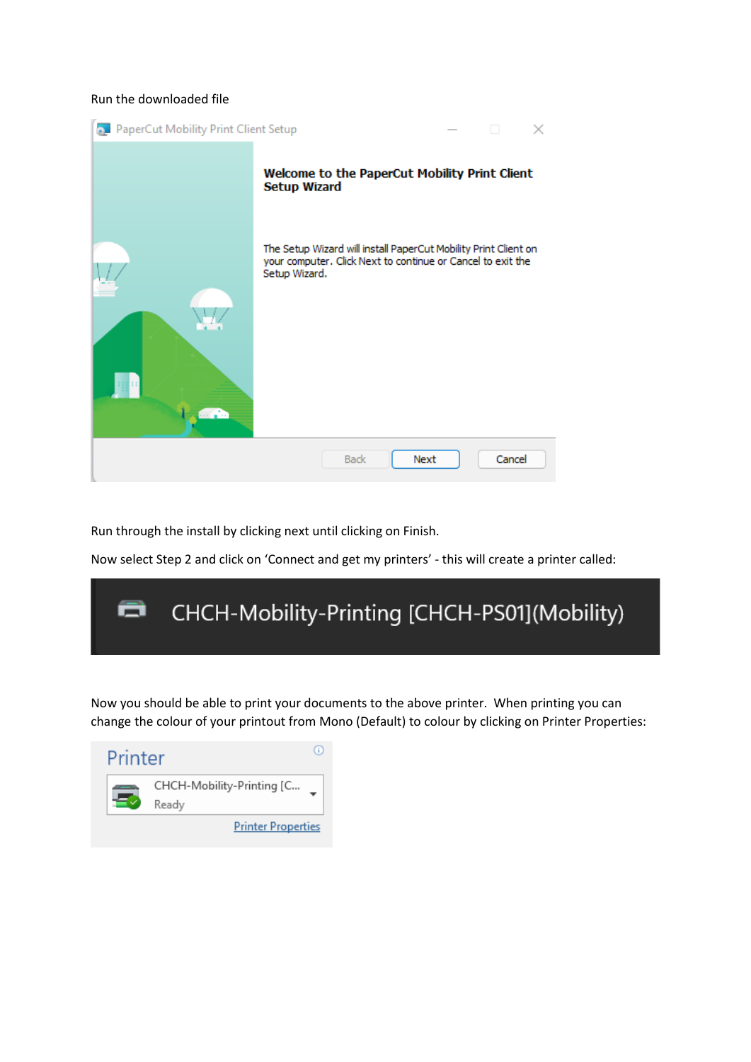Run the downloaded file

Run through the install by clicking next until clicking on Finish.

Now select Step 2 and click on 'Connect and get my printers' - this will create a printer called:

Now you should be able to print your documents to the above printer. When printing you can change the colour of your printout from Mono (Default) to colour by clicking on Printer Properties: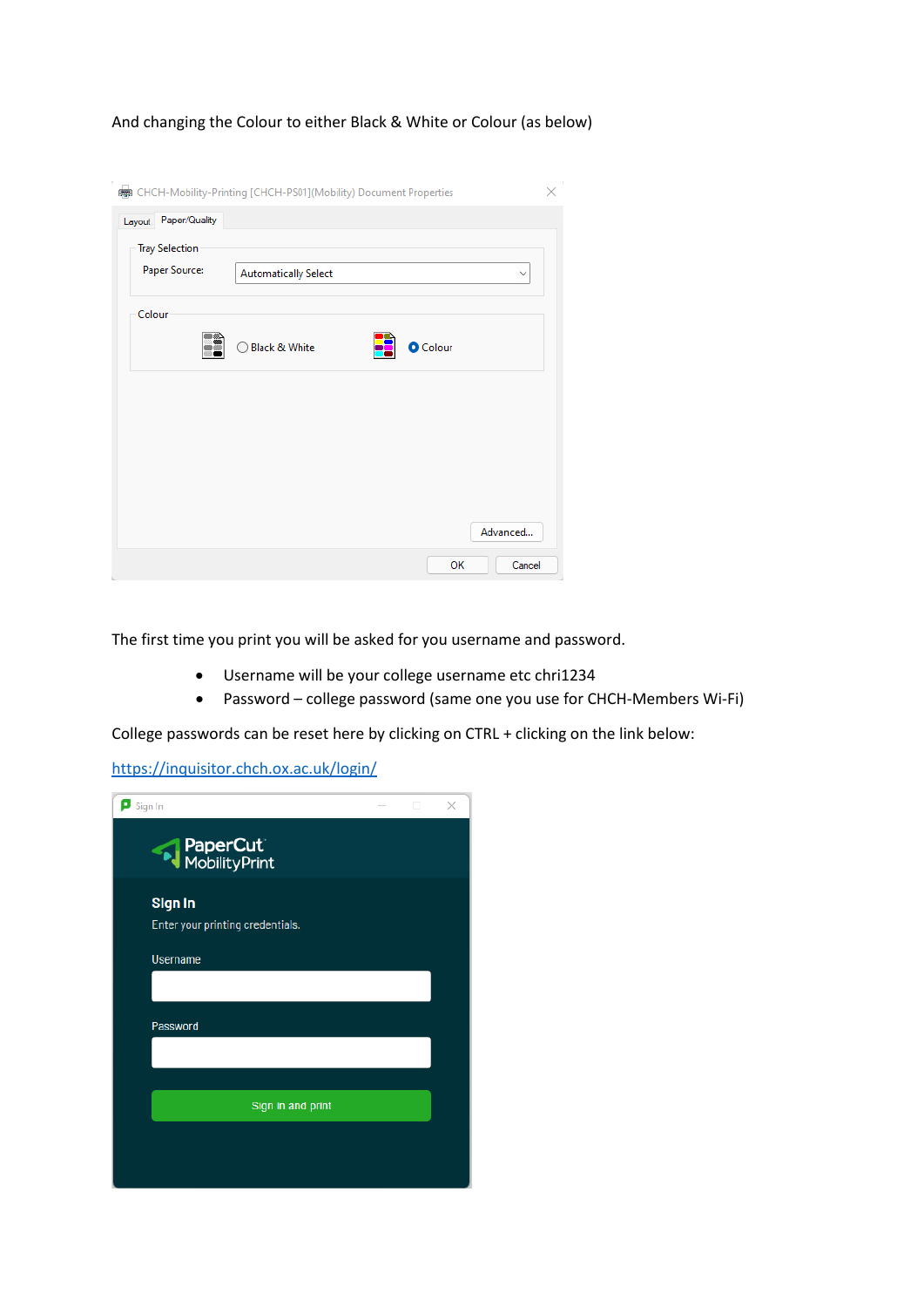And changing the Colour to either Black & White or Colour (as below)

The first time you print you will be asked for you username and password.

- Username will be your college username etc chri1234
- Password – college password (same one you use for CHCH-Members Wi-Fi)

College passwords can be reset here by clicking on CTRL + clicking on the link below:

https://inquisitor.chch.ox.ac.uk/login/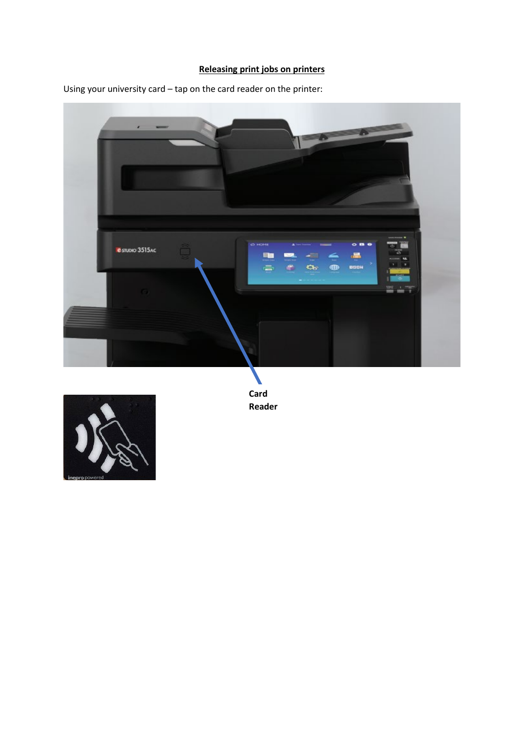**Releasing print jobs on printers**

Using your university card – tap on the card reader on the printer:

**Card Reader**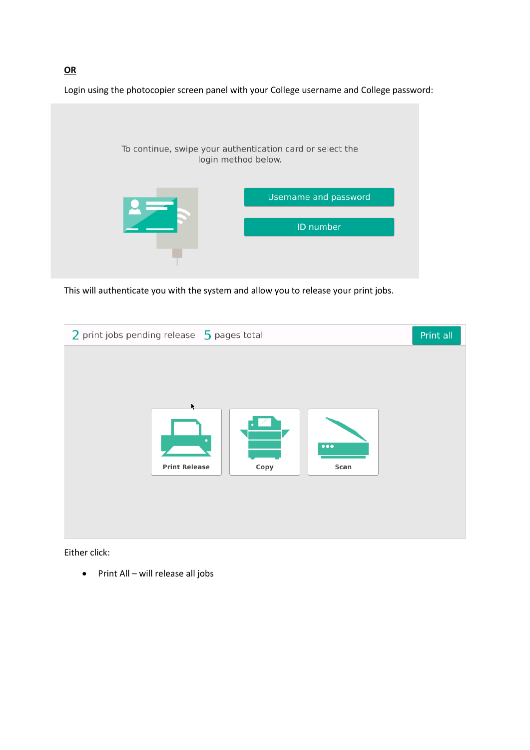**OR**

Login using the photocopier screen panel with your College username and College password:

To continue, swipe your authentication card or select the login method below.

Username and password

ID number

This will authenticate you with the system and allow you to release your print jobs.

2 print jobs pending release 5 pages total

Print all

Print Release

Copy

Scan

Either click:

- Print All – will release all jobs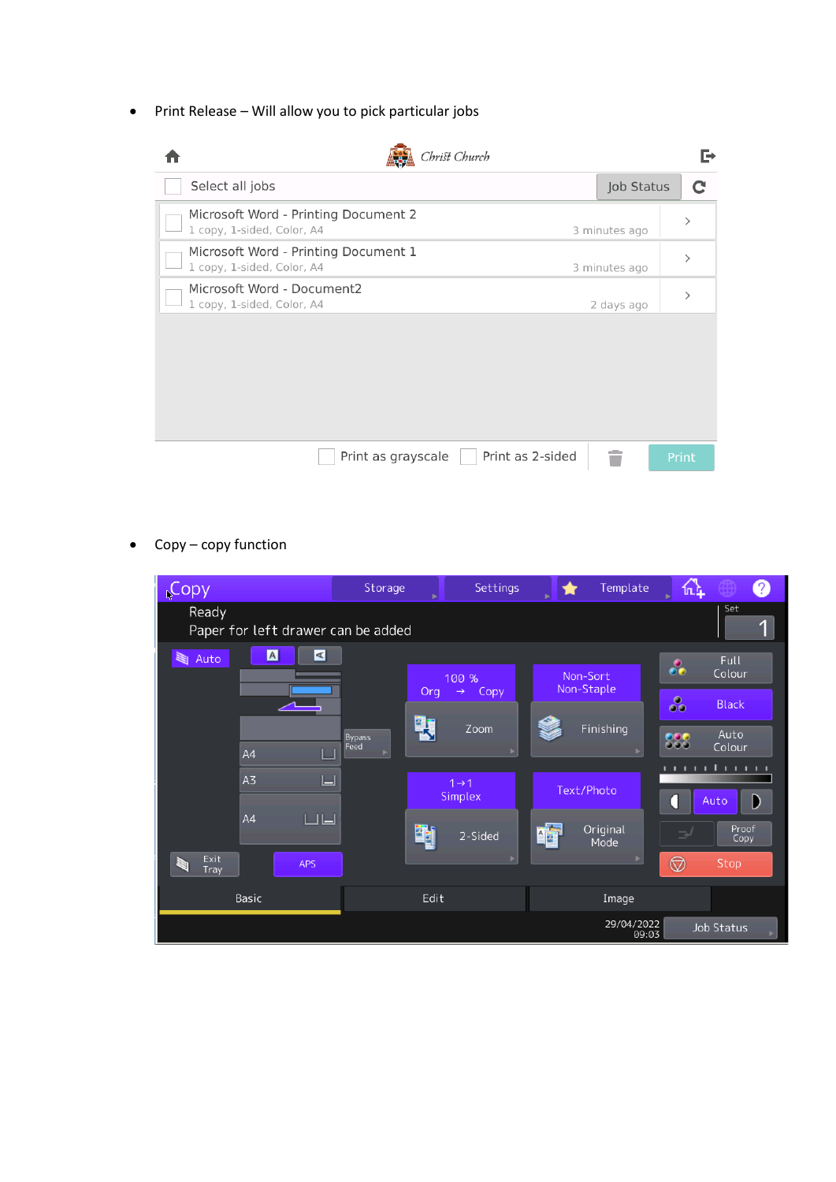- Print Release – Will allow you to pick particular jobs

- Copy – copy function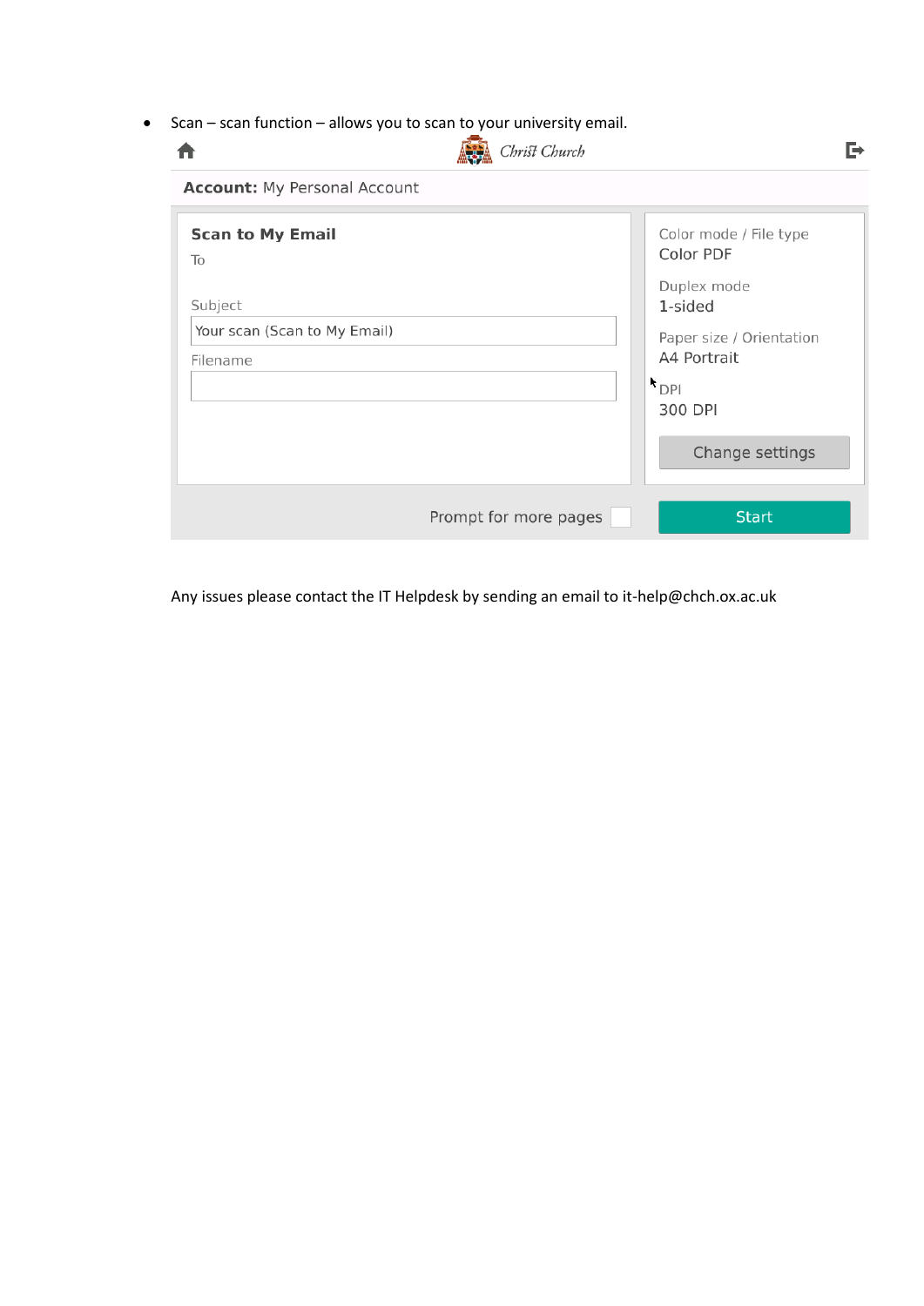- Scan – scan function – allows you to scan to your university email.

Christ Church

**Account:** My Personal Account

**Scan to My Email**

To

Subject

Your scan (Scan to My Email)

Filename

Color mode / File type

Color PDF

Duplex mode

1-sided

Paper size / Orientation

A4 Portrait

DPI

300 DPI

Change settings

Prompt for more pages

Start

Any issues please contact the IT Helpdesk by sending an email to it-help@chch.ox.ac.uk